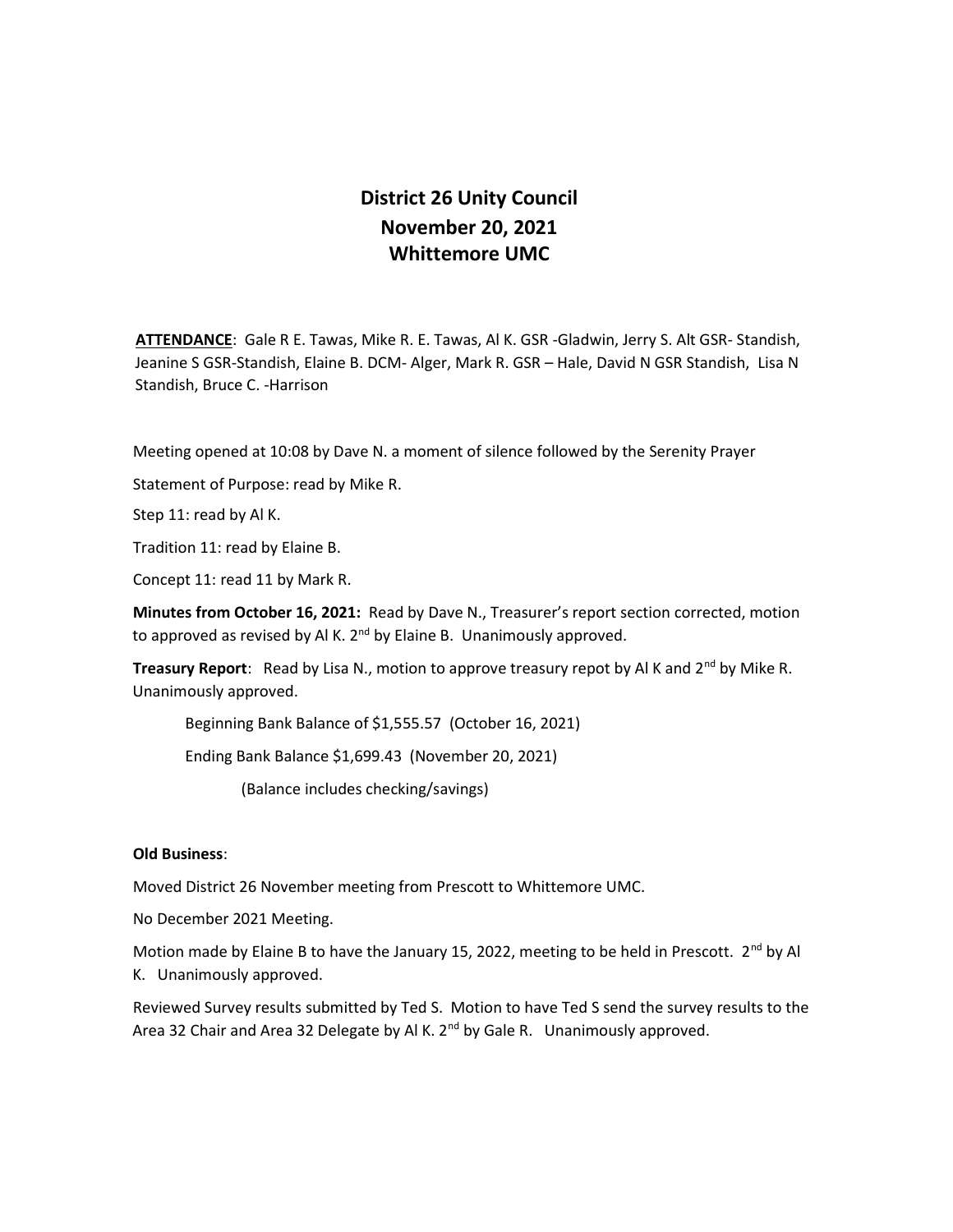# District 26 Unity Council
## November 20, 2021
## Whittemore UMC

**ATTENDANCE**: Gale R E. Tawas, Mike R. E. Tawas, Al K. GSR -Gladwin, Jerry S. Alt GSR- Standish, Jeanine S GSR-Standish, Elaine B. DCM- Alger, Mark R. GSR – Hale, David N GSR Standish, Lisa N Standish, Bruce C. -Harrison

Meeting opened at 10:08 by Dave N. a moment of silence followed by the Serenity Prayer

Statement of Purpose: read by Mike R.

Step 11: read by Al K.

Tradition 11: read by Elaine B.

Concept 11: read 11 by Mark R.

**Minutes from October 16, 2021:** Read by Dave N., Treasurer's report section corrected, motion to approved as revised by Al K. 2nd by Elaine B. Unanimously approved.

**Treasury Report**: Read by Lisa N., motion to approve treasury repot by Al K and 2nd by Mike R. Unanimously approved.

Beginning Bank Balance of $1,555.57 (October 16, 2021)

Ending Bank Balance $1,699.43 (November 20, 2021)

(Balance includes checking/savings)

**Old Business**:

Moved District 26 November meeting from Prescott to Whittemore UMC.

No December 2021 Meeting.

Motion made by Elaine B to have the January 15, 2022, meeting to be held in Prescott. 2nd by Al K. Unanimously approved.

Reviewed Survey results submitted by Ted S. Motion to have Ted S send the survey results to the Area 32 Chair and Area 32 Delegate by Al K. 2nd by Gale R. Unanimously approved.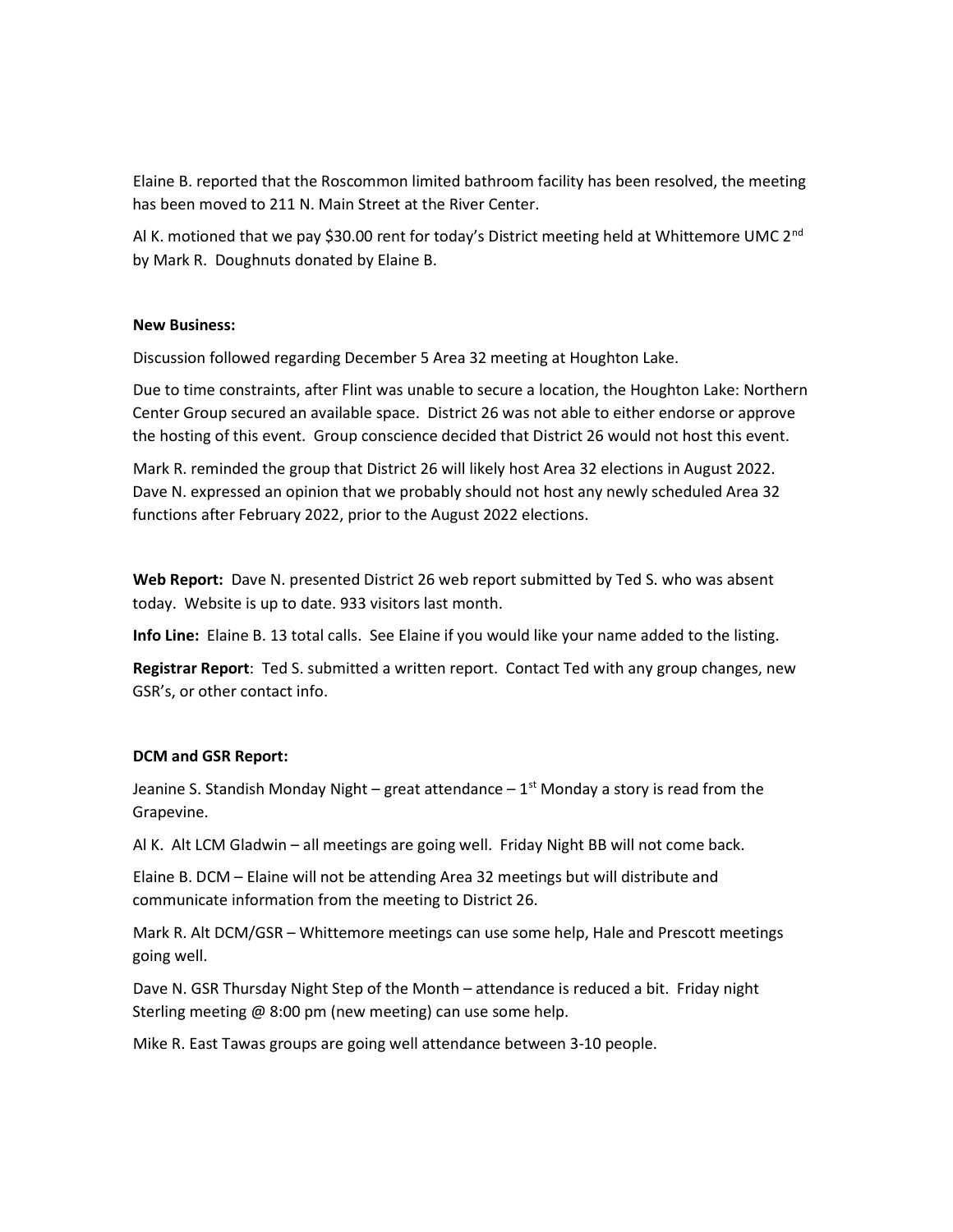Elaine B. reported that the Roscommon limited bathroom facility has been resolved, the meeting has been moved to 211 N. Main Street at the River Center.

Al K. motioned that we pay $30.00 rent for today's District meeting held at Whittemore UMC 2nd by Mark R. Doughnuts donated by Elaine B.

**New Business:**

Discussion followed regarding December 5 Area 32 meeting at Houghton Lake.

Due to time constraints, after Flint was unable to secure a location, the Houghton Lake: Northern Center Group secured an available space. District 26 was not able to either endorse or approve the hosting of this event. Group conscience decided that District 26 would not host this event.

Mark R. reminded the group that District 26 will likely host Area 32 elections in August 2022. Dave N. expressed an opinion that we probably should not host any newly scheduled Area 32 functions after February 2022, prior to the August 2022 elections.

**Web Report:** Dave N. presented District 26 web report submitted by Ted S. who was absent today. Website is up to date. 933 visitors last month.

**Info Line:** Elaine B. 13 total calls. See Elaine if you would like your name added to the listing.

**Registrar Report**: Ted S. submitted a written report. Contact Ted with any group changes, new GSR's, or other contact info.

**DCM and GSR Report:**

Jeanine S. Standish Monday Night – great attendance – 1st Monday a story is read from the Grapevine.

Al K. Alt LCM Gladwin – all meetings are going well. Friday Night BB will not come back.

Elaine B. DCM – Elaine will not be attending Area 32 meetings but will distribute and communicate information from the meeting to District 26.

Mark R. Alt DCM/GSR – Whittemore meetings can use some help, Hale and Prescott meetings going well.

Dave N. GSR Thursday Night Step of the Month – attendance is reduced a bit. Friday night Sterling meeting @ 8:00 pm (new meeting) can use some help.

Mike R. East Tawas groups are going well attendance between 3-10 people.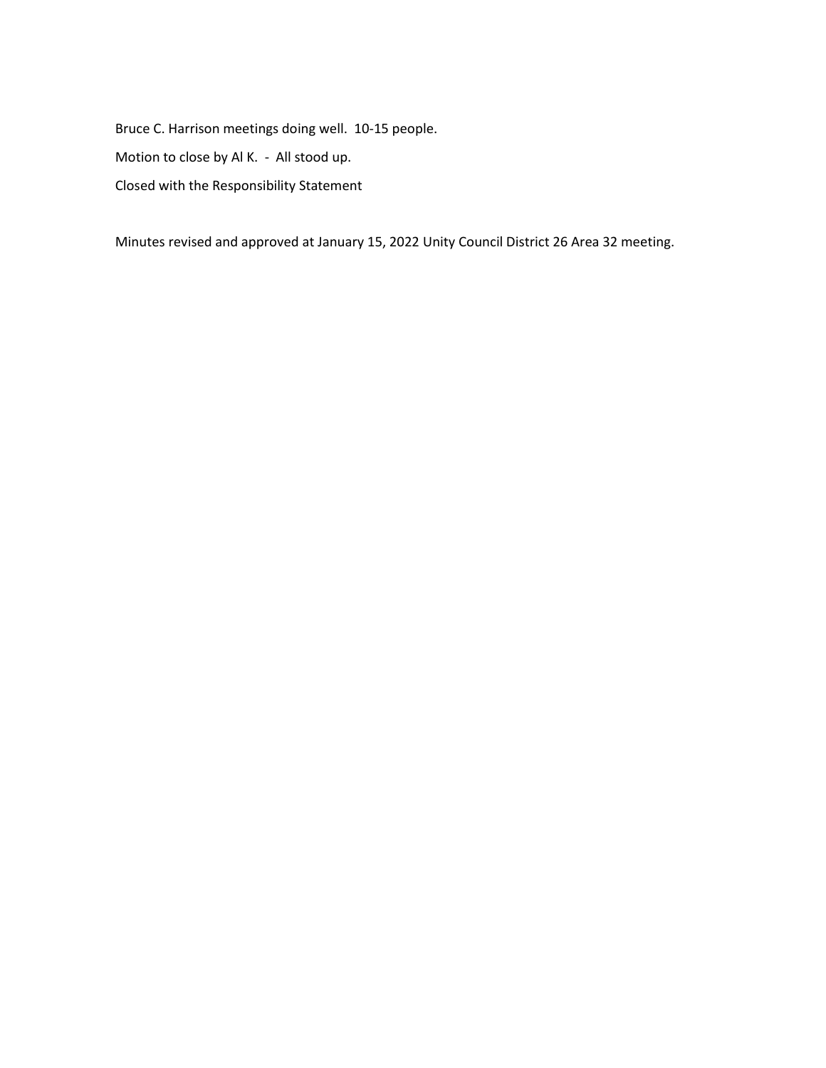Bruce C. Harrison meetings doing well. 10-15 people.

Motion to close by Al K. - All stood up.

Closed with the Responsibility Statement

Minutes revised and approved at January 15, 2022 Unity Council District 26 Area 32 meeting.